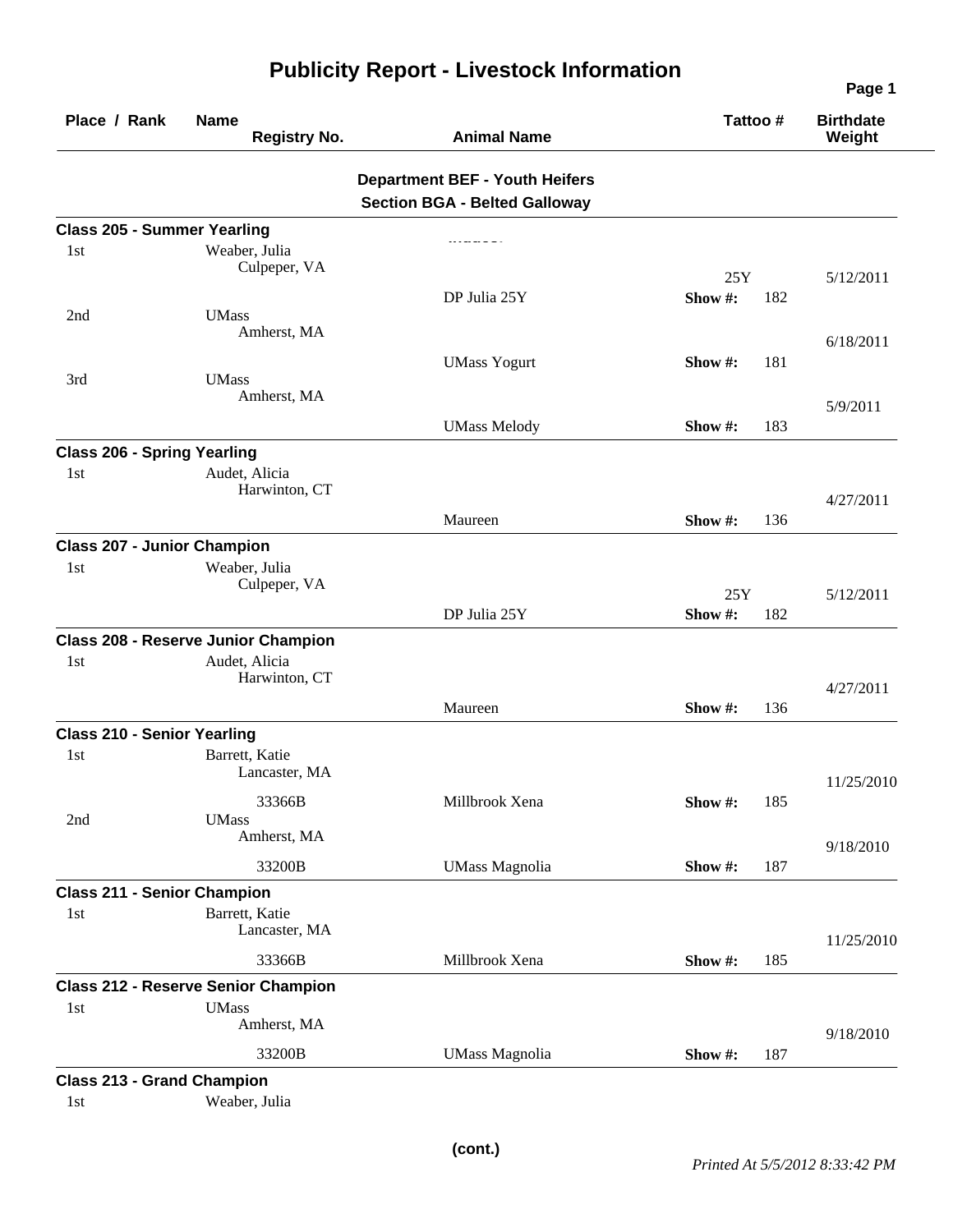# Publicity Report - Livestock Information

| Place / Rank | Name / Registry No. | Animal Name | Tattoo # | Birthdate / Weight |
|---|---|---|---|---|

## Department BEF - Youth Heifers

### Section BGA - Belted Galloway

**Class 205 - Summer Yearling**

| Place / Rank | Name / Registry No. | Animal Name | Tattoo # | Birthdate / Weight |
|---|---|---|---|---|
| 1st | Weaber, Julia<br>Culpeper, VA | DP Julia 25Y | 25Y<br>Show #: 182 | 5/12/2011 |
| 2nd | UMass<br>Amherst, MA | UMass Yogurt | Show #: 181 | 6/18/2011 |
| 3rd | UMass<br>Amherst, MA | UMass Melody | Show #: 183 | 5/9/2011 |

**Class 206 - Spring Yearling**

| Place / Rank | Name / Registry No. | Animal Name | Tattoo # | Birthdate / Weight |
|---|---|---|---|---|
| 1st | Audet, Alicia<br>Harwinton, CT | Maureen | Show #: 136 | 4/27/2011 |

**Class 207 - Junior Champion**

| Place / Rank | Name / Registry No. | Animal Name | Tattoo # | Birthdate / Weight |
|---|---|---|---|---|
| 1st | Weaber, Julia<br>Culpeper, VA | DP Julia 25Y | 25Y<br>Show #: 182 | 5/12/2011 |

**Class 208 - Reserve Junior Champion**

| Place / Rank | Name / Registry No. | Animal Name | Tattoo # | Birthdate / Weight |
|---|---|---|---|---|
| 1st | Audet, Alicia<br>Harwinton, CT | Maureen | Show #: 136 | 4/27/2011 |

**Class 210 - Senior Yearling**

| Place / Rank | Name / Registry No. | Animal Name | Tattoo # | Birthdate / Weight |
|---|---|---|---|---|
| 1st | Barrett, Katie<br>Lancaster, MA<br>33366B | Millbrook Xena | Show #: 185 | 11/25/2010 |
| 2nd | UMass<br>Amherst, MA<br>33200B | UMass Magnolia | Show #: 187 | 9/18/2010 |

**Class 211 - Senior Champion**

| Place / Rank | Name / Registry No. | Animal Name | Tattoo # | Birthdate / Weight |
|---|---|---|---|---|
| 1st | Barrett, Katie<br>Lancaster, MA<br>33366B | Millbrook Xena | Show #: 185 | 11/25/2010 |

**Class 212 - Reserve Senior Champion**

| Place / Rank | Name / Registry No. | Animal Name | Tattoo # | Birthdate / Weight |
|---|---|---|---|---|
| 1st | UMass<br>Amherst, MA<br>33200B | UMass Magnolia | Show #: 187 | 9/18/2010 |

**Class 213 - Grand Champion**

| Place / Rank | Name / Registry No. | Animal Name | Tattoo # | Birthdate / Weight |
|---|---|---|---|---|
| 1st | Weaber, Julia | | | |

(cont.)

*Printed At 5/5/2012 8:33:42 PM*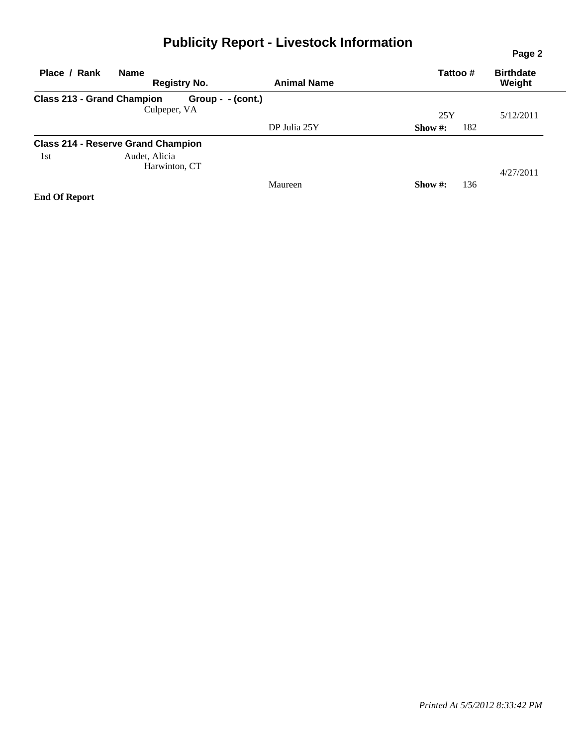# Publicity Report - Livestock Information

| Place / Rank | Name / Registry No. | Animal Name | Tattoo # | Birthdate / Weight |
|---|---|---|---|---|
| **Class 213 - Grand Champion** | **Group - - (cont.)** | | | |
| | Culpeper, VA | | 25Y | 5/12/2011 |
| | | DP Julia 25Y | **Show #:** 182 | |
| **Class 214 - Reserve Grand Champion** | | | | |
| 1st | Audet, Alicia | | | |
| | Harwinton, CT | | | 4/27/2011 |
| | | Maureen | **Show #:** 136 | |

**End Of Report**

*Printed At 5/5/2012 8:33:42 PM*